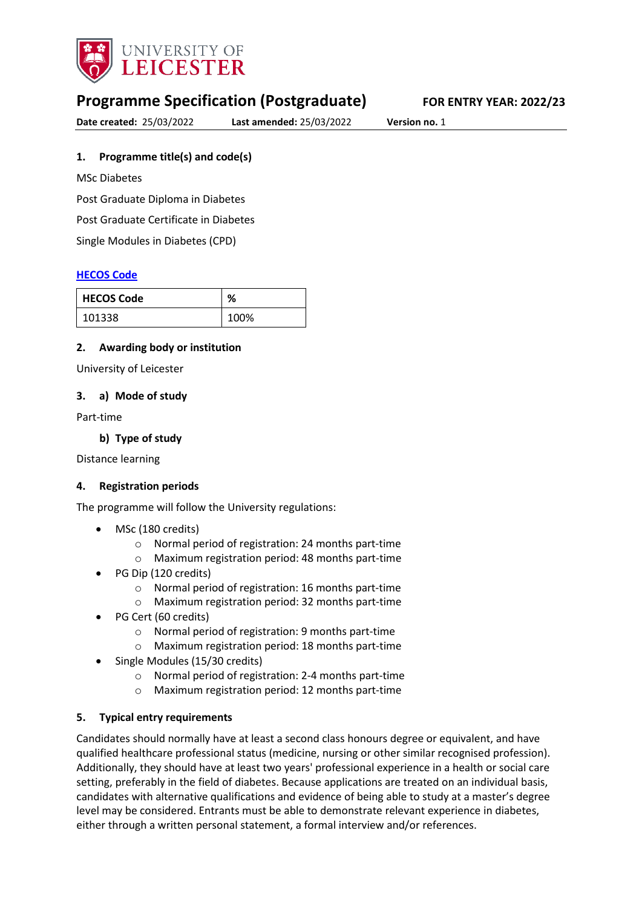# Programme Specification (Postgraduate)

**FOR ENTRY YEAR: 2022/23**

**Date created:** 25/03/2022 **Last amended:** 25/03/2022 **Version no.** 1

## 1. Programme title(s) and code(s)

MSc Diabetes

Post Graduate Diploma in Diabetes

Post Graduate Certificate in Diabetes

Single Modules in Diabetes (CPD)

**HECOS Code**

| HECOS Code | % |
| --- | --- |
| 101338 | 100% |

## 2. Awarding body or institution

University of Leicester

## 3. a) Mode of study

Part-time

### b) Type of study

Distance learning

## 4. Registration periods

The programme will follow the University regulations:

- MSc (180 credits)
    - Normal period of registration: 24 months part-time
    - Maximum registration period: 48 months part-time
- PG Dip (120 credits)
    - Normal period of registration: 16 months part-time
    - Maximum registration period: 32 months part-time
- PG Cert (60 credits)
    - Normal period of registration: 9 months part-time
    - Maximum registration period: 18 months part-time
- Single Modules (15/30 credits)
    - Normal period of registration: 2-4 months part-time
    - Maximum registration period: 12 months part-time

## 5. Typical entry requirements

Candidates should normally have at least a second class honours degree or equivalent, and have qualified healthcare professional status (medicine, nursing or other similar recognised profession). Additionally, they should have at least two years' professional experience in a health or social care setting, preferably in the field of diabetes. Because applications are treated on an individual basis, candidates with alternative qualifications and evidence of being able to study at a master's degree level may be considered. Entrants must be able to demonstrate relevant experience in diabetes, either through a written personal statement, a formal interview and/or references.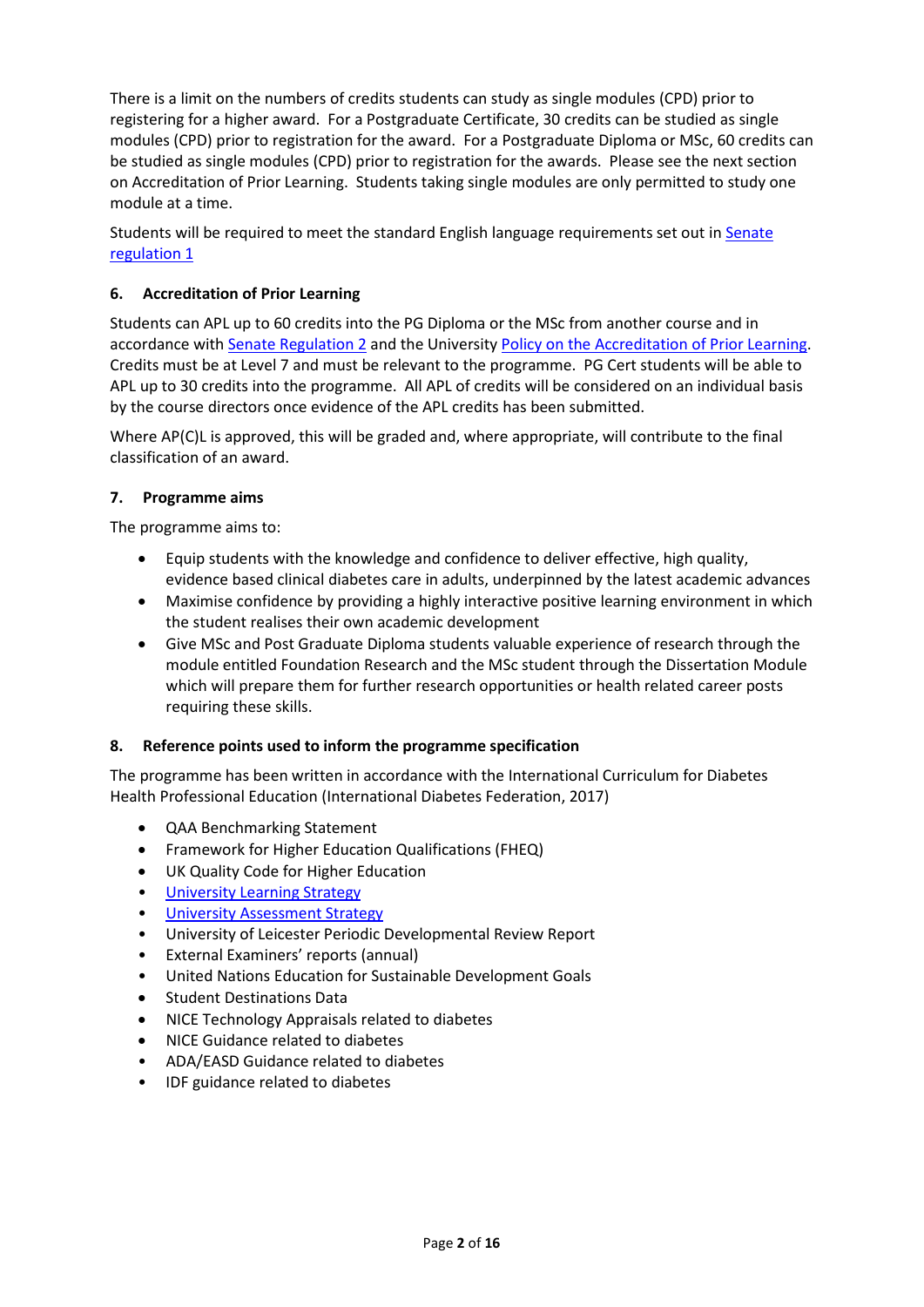There is a limit on the numbers of credits students can study as single modules (CPD) prior to registering for a higher award. For a Postgraduate Certificate, 30 credits can be studied as single modules (CPD) prior to registration for the award. For a Postgraduate Diploma or MSc, 60 credits can be studied as single modules (CPD) prior to registration for the awards. Please see the next section on Accreditation of Prior Learning. Students taking single modules are only permitted to study one module at a time.

Students will be required to meet the standard English language requirements set out in Senate regulation 1

### 6. Accreditation of Prior Learning

Students can APL up to 60 credits into the PG Diploma or the MSc from another course and in accordance with Senate Regulation 2 and the University Policy on the Accreditation of Prior Learning. Credits must be at Level 7 and must be relevant to the programme. PG Cert students will be able to APL up to 30 credits into the programme. All APL of credits will be considered on an individual basis by the course directors once evidence of the APL credits has been submitted.

Where AP(C)L is approved, this will be graded and, where appropriate, will contribute to the final classification of an award.

### 7. Programme aims

The programme aims to:

- Equip students with the knowledge and confidence to deliver effective, high quality, evidence based clinical diabetes care in adults, underpinned by the latest academic advances
- Maximise confidence by providing a highly interactive positive learning environment in which the student realises their own academic development
- Give MSc and Post Graduate Diploma students valuable experience of research through the module entitled Foundation Research and the MSc student through the Dissertation Module which will prepare them for further research opportunities or health related career posts requiring these skills.

### 8. Reference points used to inform the programme specification

The programme has been written in accordance with the International Curriculum for Diabetes Health Professional Education (International Diabetes Federation, 2017)

- QAA Benchmarking Statement
- Framework for Higher Education Qualifications (FHEQ)
- UK Quality Code for Higher Education
- University Learning Strategy
- University Assessment Strategy
- University of Leicester Periodic Developmental Review Report
- External Examiners' reports (annual)
- United Nations Education for Sustainable Development Goals
- Student Destinations Data
- NICE Technology Appraisals related to diabetes
- NICE Guidance related to diabetes
- ADA/EASD Guidance related to diabetes
- IDF guidance related to diabetes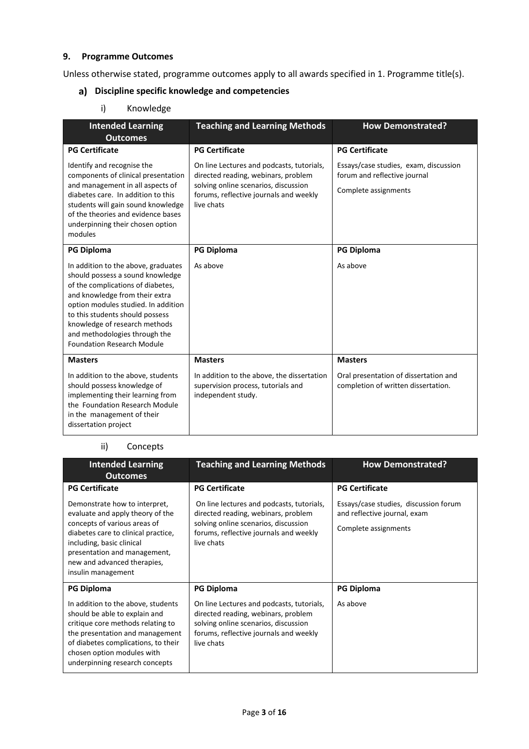## 9. Programme Outcomes

Unless otherwise stated, programme outcomes apply to all awards specified in 1. Programme title(s).

### a) Discipline specific knowledge and competencies

#### i) Knowledge

| Intended Learning Outcomes | Teaching and Learning Methods | How Demonstrated? |
|---|---|---|
| **PG Certificate** | **PG Certificate** | **PG Certificate** |
| Identify and recognise the components of clinical presentation and management in all aspects of diabetes care. In addition to this students will gain sound knowledge of the theories and evidence bases underpinning their chosen option modules | On line Lectures and podcasts, tutorials, directed reading, webinars, problem solving online scenarios, discussion forums, reflective journals and weekly live chats | Essays/case studies, exam, discussion forum and reflective journal<br><br>Complete assignments |
| **PG Diploma** | **PG Diploma** | **PG Diploma** |
| In addition to the above, graduates should possess a sound knowledge of the complications of diabetes, and knowledge from their extra option modules studied. In addition to this students should possess knowledge of research methods and methodologies through the Foundation Research Module | As above | As above |
| **Masters** | **Masters** | **Masters** |
| In addition to the above, students should possess knowledge of implementing their learning from the Foundation Research Module in the management of their dissertation project | In addition to the above, the dissertation supervision process, tutorials and independent study. | Oral presentation of dissertation and completion of written dissertation. |

#### ii) Concepts

| Intended Learning Outcomes | Teaching and Learning Methods | How Demonstrated? |
|---|---|---|
| **PG Certificate** | **PG Certificate** | **PG Certificate** |
| Demonstrate how to interpret, evaluate and apply theory of the concepts of various areas of diabetes care to clinical practice, including, basic clinical presentation and management, new and advanced therapies, insulin management | On line lectures and podcasts, tutorials, directed reading, webinars, problem solving online scenarios, discussion forums, reflective journals and weekly live chats | Essays/case studies, discussion forum and reflective journal, exam<br><br>Complete assignments |
| **PG Diploma** | **PG Diploma** | **PG Diploma** |
| In addition to the above, students should be able to explain and critique core methods relating to the presentation and management of diabetes complications, to their chosen option modules with underpinning research concepts | On line Lectures and podcasts, tutorials, directed reading, webinars, problem solving online scenarios, discussion forums, reflective journals and weekly live chats | As above |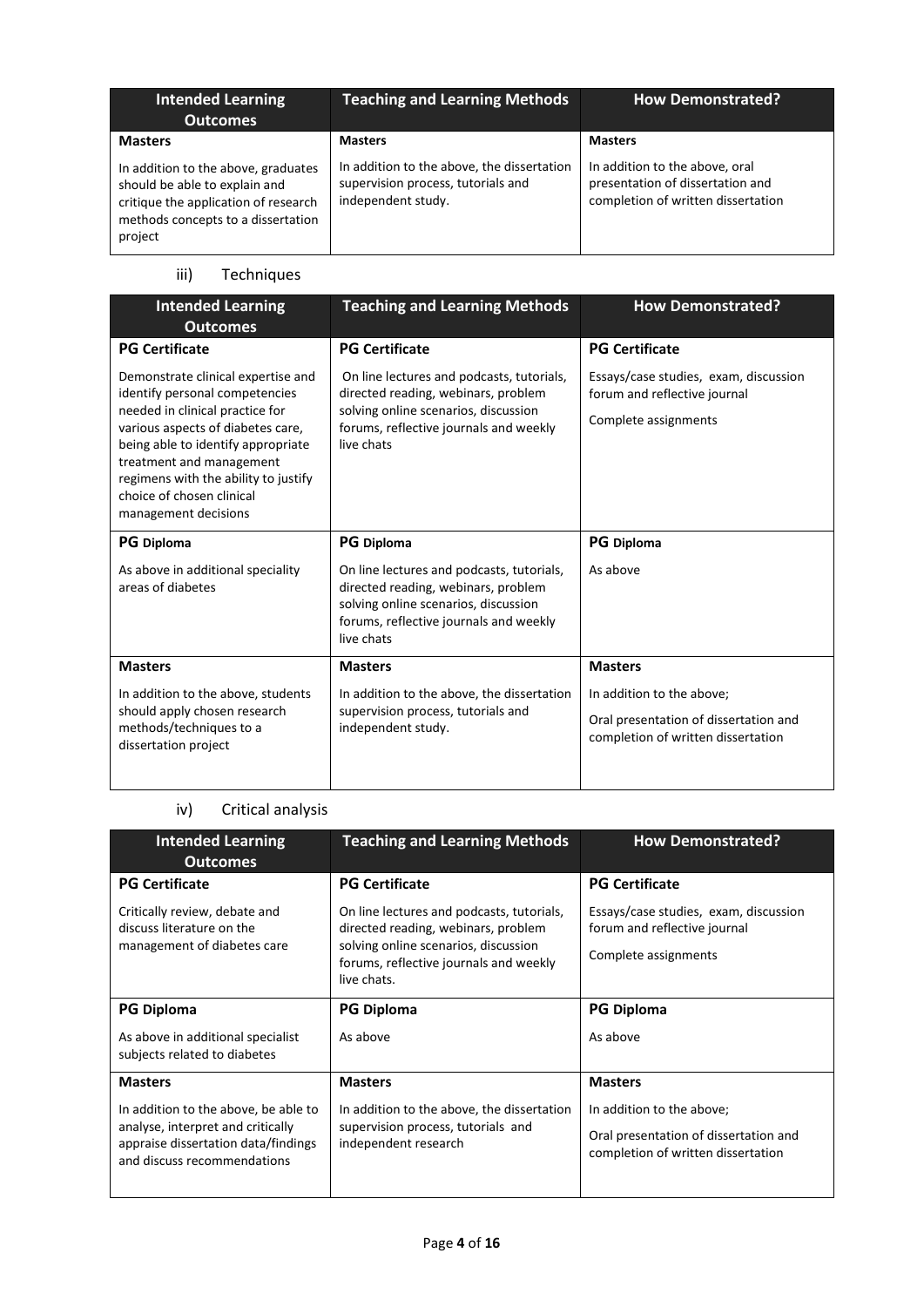| Intended Learning Outcomes | Teaching and Learning Methods | How Demonstrated? |
|---|---|---|
| **Masters** | **Masters** | **Masters** |
| In addition to the above, graduates should be able to explain and critique the application of research methods concepts to a dissertation project | In addition to the above, the dissertation supervision process, tutorials and independent study. | In addition to the above, oral presentation of dissertation and completion of written dissertation |

iii) Techniques

| Intended Learning Outcomes | Teaching and Learning Methods | How Demonstrated? |
|---|---|---|
| **PG Certificate** | **PG Certificate** | **PG Certificate** |
| Demonstrate clinical expertise and identify personal competencies needed in clinical practice for various aspects of diabetes care, being able to identify appropriate treatment and management regimens with the ability to justify choice of chosen clinical management decisions | On line lectures and podcasts, tutorials, directed reading, webinars, problem solving online scenarios, discussion forums, reflective journals and weekly live chats | Essays/case studies, exam, discussion forum and reflective journal<br><br>Complete assignments |
| **PG Diploma** | **PG Diploma** | **PG Diploma** |
| As above in additional speciality areas of diabetes | On line lectures and podcasts, tutorials, directed reading, webinars, problem solving online scenarios, discussion forums, reflective journals and weekly live chats | As above |
| **Masters** | **Masters** | **Masters** |
| In addition to the above, students should apply chosen research methods/techniques to a dissertation project | In addition to the above, the dissertation supervision process, tutorials and independent study. | In addition to the above;<br><br>Oral presentation of dissertation and completion of written dissertation |

iv) Critical analysis

| Intended Learning Outcomes | Teaching and Learning Methods | How Demonstrated? |
|---|---|---|
| **PG Certificate** | **PG Certificate** | **PG Certificate** |
| Critically review, debate and discuss literature on the management of diabetes care | On line lectures and podcasts, tutorials, directed reading, webinars, problem solving online scenarios, discussion forums, reflective journals and weekly live chats. | Essays/case studies, exam, discussion forum and reflective journal<br><br>Complete assignments |
| **PG Diploma** | **PG Diploma** | **PG Diploma** |
| As above in additional specialist subjects related to diabetes | As above | As above |
| **Masters** | **Masters** | **Masters** |
| In addition to the above, be able to analyse, interpret and critically appraise dissertation data/findings and discuss recommendations | In addition to the above, the dissertation supervision process, tutorials and independent research | In addition to the above;<br><br>Oral presentation of dissertation and completion of written dissertation |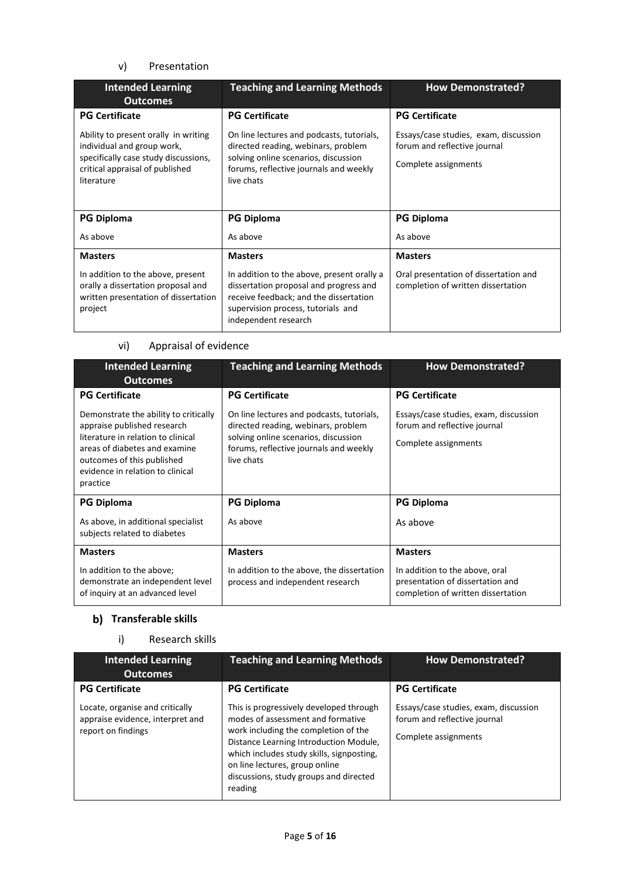v) Presentation

| Intended Learning Outcomes | Teaching and Learning Methods | How Demonstrated? |
|---|---|---|
| **PG Certificate**<br><br>Ability to present orally in writing individual and group work, specifically case study discussions, critical appraisal of published literature | **PG Certificate**<br><br>On line lectures and podcasts, tutorials, directed reading, webinars, problem solving online scenarios, discussion forums, reflective journals and weekly live chats | **PG Certificate**<br><br>Essays/case studies, exam, discussion forum and reflective journal<br><br>Complete assignments |
| **PG Diploma**<br><br>As above | **PG Diploma**<br><br>As above | **PG Diploma**<br><br>As above |
| **Masters**<br><br>In addition to the above, present orally a dissertation proposal and written presentation of dissertation project | **Masters**<br><br>In addition to the above, present orally a dissertation proposal and progress and receive feedback; and the dissertation supervision process, tutorials and independent research | **Masters**<br><br>Oral presentation of dissertation and completion of written dissertation |

vi) Appraisal of evidence

| Intended Learning Outcomes | Teaching and Learning Methods | How Demonstrated? |
|---|---|---|
| **PG Certificate**<br><br>Demonstrate the ability to critically appraise published research literature in relation to clinical areas of diabetes and examine outcomes of this published evidence in relation to clinical practice | **PG Certificate**<br><br>On line lectures and podcasts, tutorials, directed reading, webinars, problem solving online scenarios, discussion forums, reflective journals and weekly live chats | **PG Certificate**<br><br>Essays/case studies, exam, discussion forum and reflective journal<br><br>Complete assignments |
| **PG Diploma**<br><br>As above, in additional specialist subjects related to diabetes | **PG Diploma**<br><br>As above | **PG Diploma**<br><br>As above |
| **Masters**<br><br>In addition to the above; demonstrate an independent level of inquiry at an advanced level | **Masters**<br><br>In addition to the above, the dissertation process and independent research | **Masters**<br><br>In addition to the above, oral presentation of dissertation and completion of written dissertation |

## b) Transferable skills

i) Research skills

| Intended Learning Outcomes | Teaching and Learning Methods | How Demonstrated? |
|---|---|---|
| **PG Certificate**<br><br>Locate, organise and critically appraise evidence, interpret and report on findings | **PG Certificate**<br><br>This is progressively developed through modes of assessment and formative work including the completion of the Distance Learning Introduction Module, which includes study skills, signposting, on line lectures, group online discussions, study groups and directed reading | **PG Certificate**<br><br>Essays/case studies, exam, discussion forum and reflective journal<br><br>Complete assignments |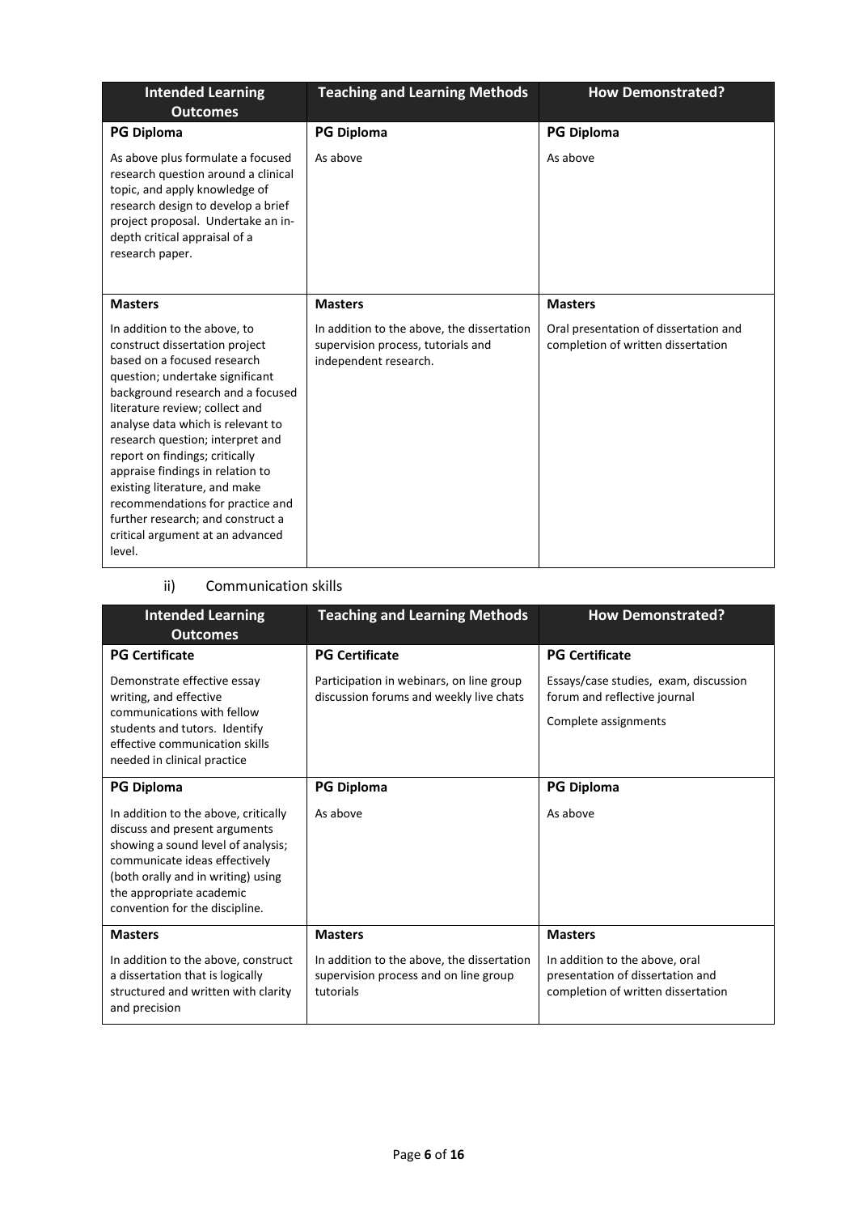| Intended Learning Outcomes | Teaching and Learning Methods | How Demonstrated? |
|---|---|---|
| **PG Diploma** | **PG Diploma** | **PG Diploma** |
| As above plus formulate a focused research question around a clinical topic, and apply knowledge of research design to develop a brief project proposal. Undertake an in-depth critical appraisal of a research paper. | As above | As above |
| **Masters** | **Masters** | **Masters** |
| In addition to the above, to construct dissertation project based on a focused research question; undertake significant background research and a focused literature review; collect and analyse data which is relevant to research question; interpret and report on findings; critically appraise findings in relation to existing literature, and make recommendations for practice and further research; and construct a critical argument at an advanced level. | In addition to the above, the dissertation supervision process, tutorials and independent research. | Oral presentation of dissertation and completion of written dissertation |

ii) Communication skills

| Intended Learning Outcomes | Teaching and Learning Methods | How Demonstrated? |
|---|---|---|
| **PG Certificate** | **PG Certificate** | **PG Certificate** |
| Demonstrate effective essay writing, and effective communications with fellow students and tutors. Identify effective communication skills needed in clinical practice | Participation in webinars, on line group discussion forums and weekly live chats | Essays/case studies, exam, discussion forum and reflective journal<br><br>Complete assignments |
| **PG Diploma** | **PG Diploma** | **PG Diploma** |
| In addition to the above, critically discuss and present arguments showing a sound level of analysis; communicate ideas effectively (both orally and in writing) using the appropriate academic convention for the discipline. | As above | As above |
| **Masters** | **Masters** | **Masters** |
| In addition to the above, construct a dissertation that is logically structured and written with clarity and precision | In addition to the above, the dissertation supervision process and on line group tutorials | In addition to the above, oral presentation of dissertation and completion of written dissertation |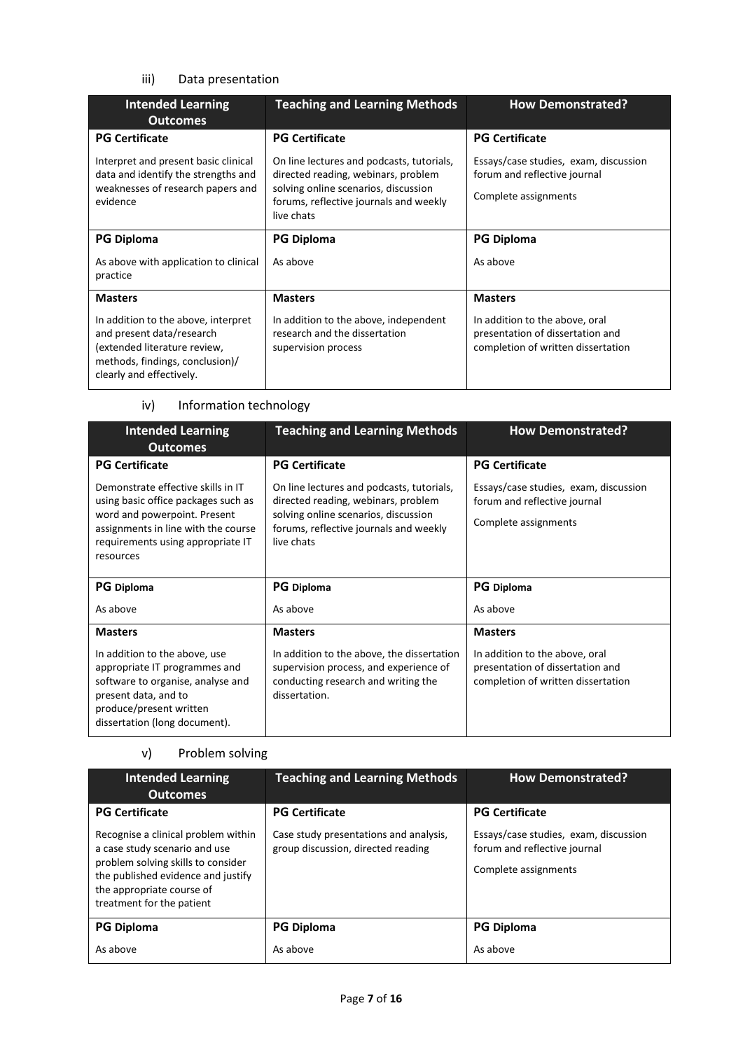iii) Data presentation

| Intended Learning Outcomes | Teaching and Learning Methods | How Demonstrated? |
|---|---|---|
| **PG Certificate**<br><br>Interpret and present basic clinical data and identify the strengths and weaknesses of research papers and evidence | **PG Certificate**<br><br>On line lectures and podcasts, tutorials, directed reading, webinars, problem solving online scenarios, discussion forums, reflective journals and weekly live chats | **PG Certificate**<br><br>Essays/case studies, exam, discussion forum and reflective journal<br><br>Complete assignments |
| **PG Diploma**<br><br>As above with application to clinical practice | **PG Diploma**<br><br>As above | **PG Diploma**<br><br>As above |
| **Masters**<br><br>In addition to the above, interpret and present data/research (extended literature review, methods, findings, conclusion)/ clearly and effectively. | **Masters**<br><br>In addition to the above, independent research and the dissertation supervision process | **Masters**<br><br>In addition to the above, oral presentation of dissertation and completion of written dissertation |

iv) Information technology

| Intended Learning Outcomes | Teaching and Learning Methods | How Demonstrated? |
|---|---|---|
| **PG Certificate**<br><br>Demonstrate effective skills in IT using basic office packages such as word and powerpoint. Present assignments in line with the course requirements using appropriate IT resources | **PG Certificate**<br><br>On line lectures and podcasts, tutorials, directed reading, webinars, problem solving online scenarios, discussion forums, reflective journals and weekly live chats | **PG Certificate**<br><br>Essays/case studies, exam, discussion forum and reflective journal<br><br>Complete assignments |
| **PG Diploma**<br><br>As above | **PG Diploma**<br><br>As above | **PG Diploma**<br><br>As above |
| **Masters**<br><br>In addition to the above, use appropriate IT programmes and software to organise, analyse and present data, and to produce/present written dissertation (long document). | **Masters**<br><br>In addition to the above, the dissertation supervision process, and experience of conducting research and writing the dissertation. | **Masters**<br><br>In addition to the above, oral presentation of dissertation and completion of written dissertation |

v) Problem solving

| Intended Learning Outcomes | Teaching and Learning Methods | How Demonstrated? |
|---|---|---|
| **PG Certificate**<br><br>Recognise a clinical problem within a case study scenario and use problem solving skills to consider the published evidence and justify the appropriate course of treatment for the patient | **PG Certificate**<br><br>Case study presentations and analysis, group discussion, directed reading | **PG Certificate**<br><br>Essays/case studies, exam, discussion forum and reflective journal<br><br>Complete assignments |
| **PG Diploma**<br><br>As above | **PG Diploma**<br><br>As above | **PG Diploma**<br><br>As above |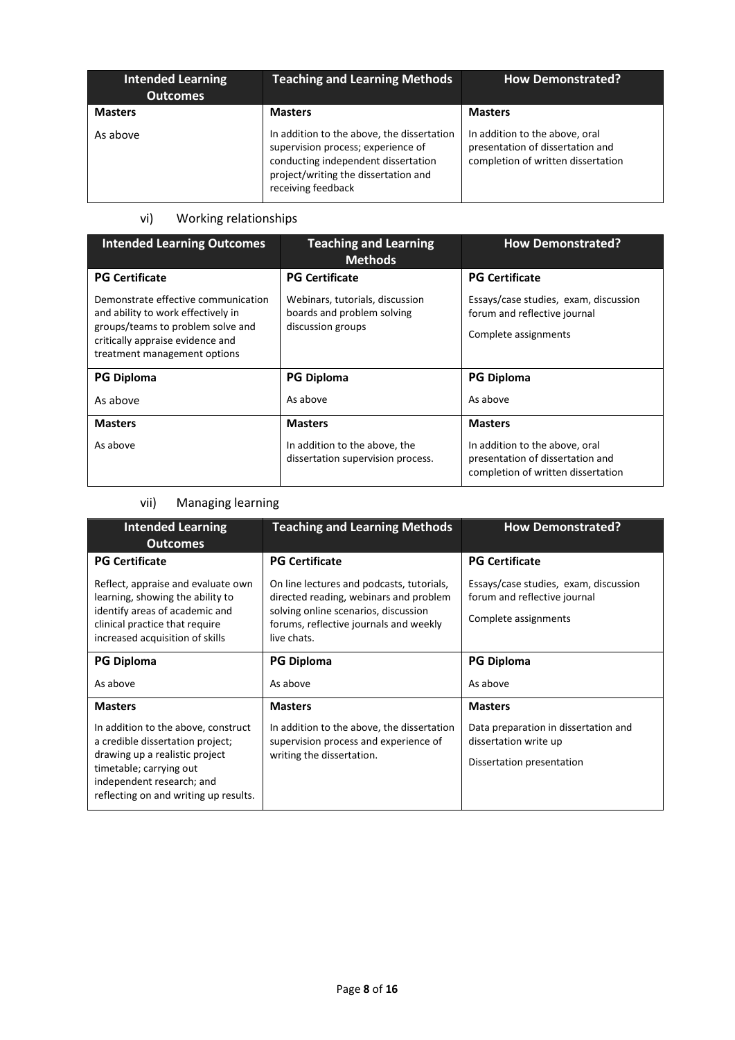| Intended Learning Outcomes | Teaching and Learning Methods | How Demonstrated? |
|---|---|---|
| **Masters** | **Masters** | **Masters** |
| As above | In addition to the above, the dissertation supervision process; experience of conducting independent dissertation project/writing the dissertation and receiving feedback | In addition to the above, oral presentation of dissertation and completion of written dissertation |

vi) Working relationships

| Intended Learning Outcomes | Teaching and Learning Methods | How Demonstrated? |
|---|---|---|
| **PG Certificate** | **PG Certificate** | **PG Certificate** |
| Demonstrate effective communication and ability to work effectively in groups/teams to problem solve and critically appraise evidence and treatment management options | Webinars, tutorials, discussion boards and problem solving discussion groups | Essays/case studies, exam, discussion forum and reflective journal<br><br>Complete assignments |
| **PG Diploma** | **PG Diploma** | **PG Diploma** |
| As above | As above | As above |
| **Masters** | **Masters** | **Masters** |
| As above | In addition to the above, the dissertation supervision process. | In addition to the above, oral presentation of dissertation and completion of written dissertation |

vii) Managing learning

| Intended Learning Outcomes | Teaching and Learning Methods | How Demonstrated? |
|---|---|---|
| **PG Certificate** | **PG Certificate** | **PG Certificate** |
| Reflect, appraise and evaluate own learning, showing the ability to identify areas of academic and clinical practice that require increased acquisition of skills | On line lectures and podcasts, tutorials, directed reading, webinars and problem solving online scenarios, discussion forums, reflective journals and weekly live chats. | Essays/case studies, exam, discussion forum and reflective journal<br><br>Complete assignments |
| **PG Diploma** | **PG Diploma** | **PG Diploma** |
| As above | As above | As above |
| **Masters** | **Masters** | **Masters** |
| In addition to the above, construct a credible dissertation project; drawing up a realistic project timetable; carrying out independent research; and reflecting on and writing up results. | In addition to the above, the dissertation supervision process and experience of writing the dissertation. | Data preparation in dissertation and dissertation write up<br><br>Dissertation presentation |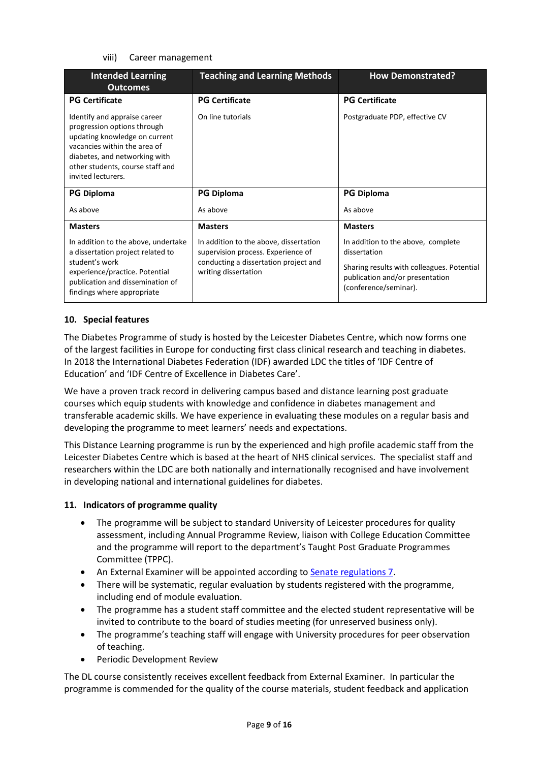viii) Career management

| Intended Learning Outcomes | Teaching and Learning Methods | How Demonstrated? |
|---|---|---|
| **PG Certificate** | **PG Certificate** | **PG Certificate** |
| Identify and appraise career progression options through updating knowledge on current vacancies within the area of diabetes, and networking with other students, course staff and invited lecturers. | On line tutorials | Postgraduate PDP, effective CV |
| **PG Diploma** | **PG Diploma** | **PG Diploma** |
| As above | As above | As above |
| **Masters** | **Masters** | **Masters** |
| In addition to the above, undertake a dissertation project related to student's work experience/practice. Potential publication and dissemination of findings where appropriate | In addition to the above, dissertation supervision process. Experience of conducting a dissertation project and writing dissertation | In addition to the above, complete dissertation<br><br>Sharing results with colleagues. Potential publication and/or presentation (conference/seminar). |

## 10. Special features

The Diabetes Programme of study is hosted by the Leicester Diabetes Centre, which now forms one of the largest facilities in Europe for conducting first class clinical research and teaching in diabetes. In 2018 the International Diabetes Federation (IDF) awarded LDC the titles of 'IDF Centre of Education' and 'IDF Centre of Excellence in Diabetes Care'.

We have a proven track record in delivering campus based and distance learning post graduate courses which equip students with knowledge and confidence in diabetes management and transferable academic skills. We have experience in evaluating these modules on a regular basis and developing the programme to meet learners' needs and expectations.

This Distance Learning programme is run by the experienced and high profile academic staff from the Leicester Diabetes Centre which is based at the heart of NHS clinical services. The specialist staff and researchers within the LDC are both nationally and internationally recognised and have involvement in developing national and international guidelines for diabetes.

## 11. Indicators of programme quality

- The programme will be subject to standard University of Leicester procedures for quality assessment, including Annual Programme Review, liaison with College Education Committee and the programme will report to the department's Taught Post Graduate Programmes Committee (TPPC).
- An External Examiner will be appointed according to Senate regulations 7.
- There will be systematic, regular evaluation by students registered with the programme, including end of module evaluation.
- The programme has a student staff committee and the elected student representative will be invited to contribute to the board of studies meeting (for unreserved business only).
- The programme's teaching staff will engage with University procedures for peer observation of teaching.
- Periodic Development Review

The DL course consistently receives excellent feedback from External Examiner. In particular the programme is commended for the quality of the course materials, student feedback and application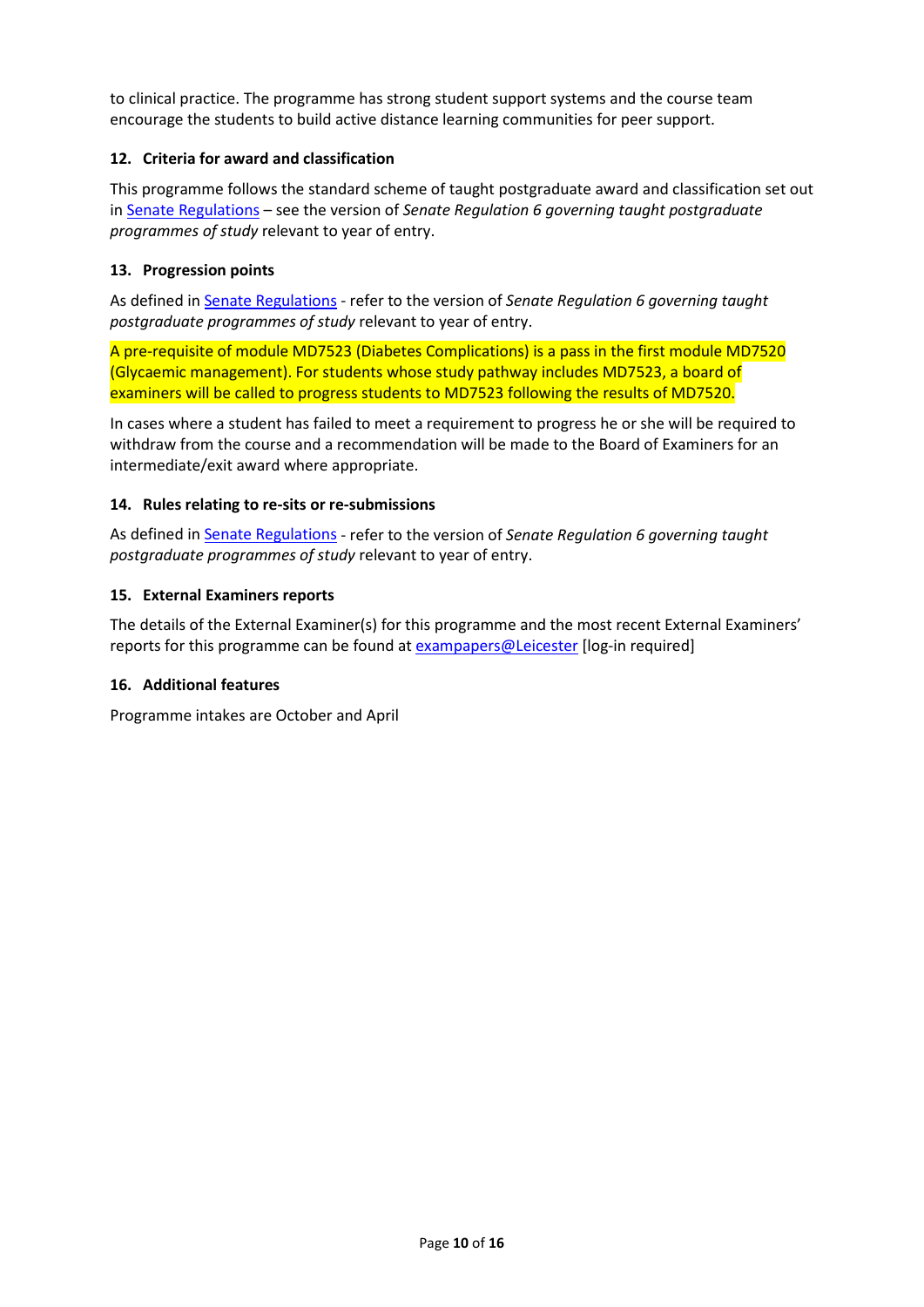to clinical practice. The programme has strong student support systems and the course team encourage the students to build active distance learning communities for peer support.

### 12. Criteria for award and classification

This programme follows the standard scheme of taught postgraduate award and classification set out in Senate Regulations – see the version of *Senate Regulation 6 governing taught postgraduate programmes of study* relevant to year of entry.

### 13. Progression points

As defined in Senate Regulations - refer to the version of *Senate Regulation 6 governing taught postgraduate programmes of study* relevant to year of entry.

A pre-requisite of module MD7523 (Diabetes Complications) is a pass in the first module MD7520 (Glycaemic management). For students whose study pathway includes MD7523, a board of examiners will be called to progress students to MD7523 following the results of MD7520.

In cases where a student has failed to meet a requirement to progress he or she will be required to withdraw from the course and a recommendation will be made to the Board of Examiners for an intermediate/exit award where appropriate.

### 14. Rules relating to re-sits or re-submissions

As defined in Senate Regulations - refer to the version of *Senate Regulation 6 governing taught postgraduate programmes of study* relevant to year of entry.

### 15. External Examiners reports

The details of the External Examiner(s) for this programme and the most recent External Examiners' reports for this programme can be found at exampapers@Leicester [log-in required]

### 16. Additional features

Programme intakes are October and April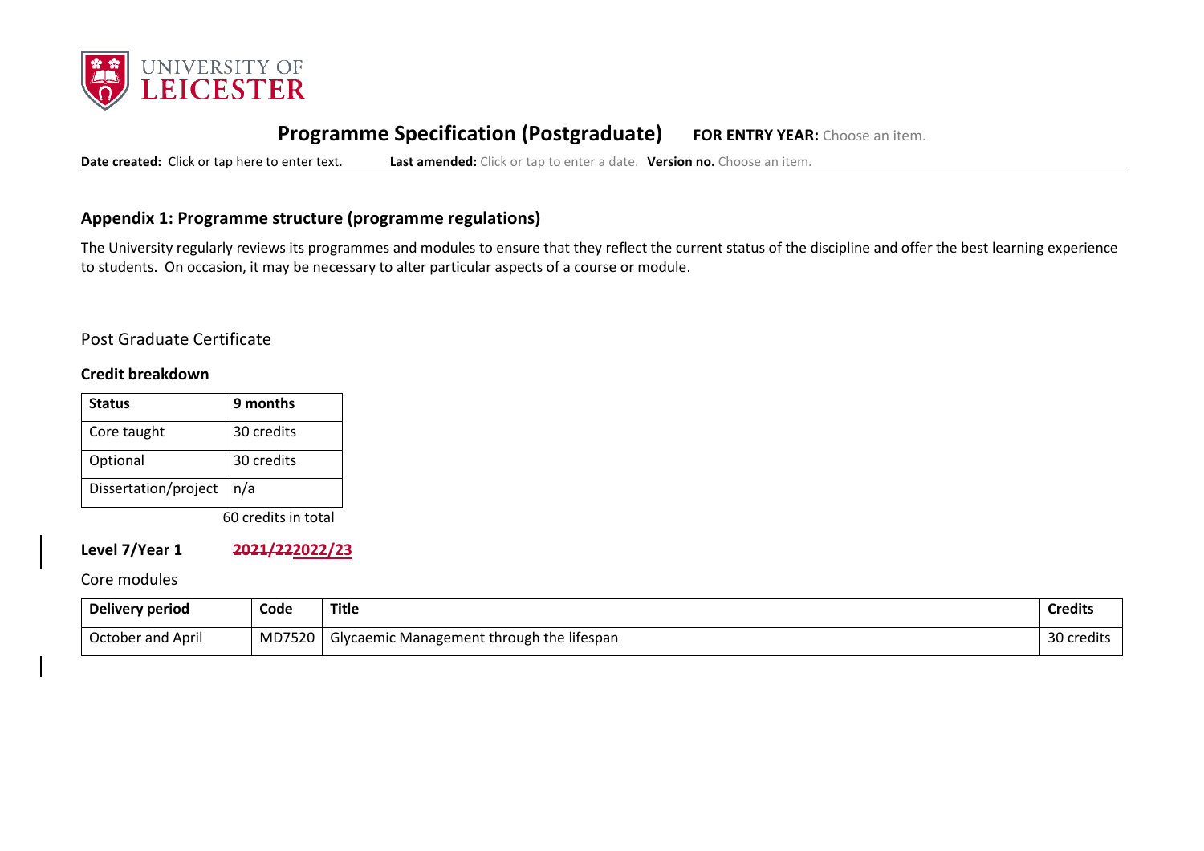# Programme Specification (Postgraduate) **FOR ENTRY YEAR:** Choose an item.

**Date created:** Click or tap here to enter text. **Last amended:** Click or tap to enter a date. **Version no.** Choose an item.

## Appendix 1: Programme structure (programme regulations)

The University regularly reviews its programmes and modules to ensure that they reflect the current status of the discipline and offer the best learning experience to students. On occasion, it may be necessary to alter particular aspects of a course or module.

### Post Graduate Certificate

**Credit breakdown**

| Status | 9 months |
|---|---|
| Core taught | 30 credits |
| Optional | 30 credits |
| Dissertation/project | n/a |

60 credits in total

**Level 7/Year 1** ~~2021/22~~2022/23

Core modules

| Delivery period | Code | Title | Credits |
|---|---|---|---|
| October and April | MD7520 | Glycaemic Management through the lifespan | 30 credits |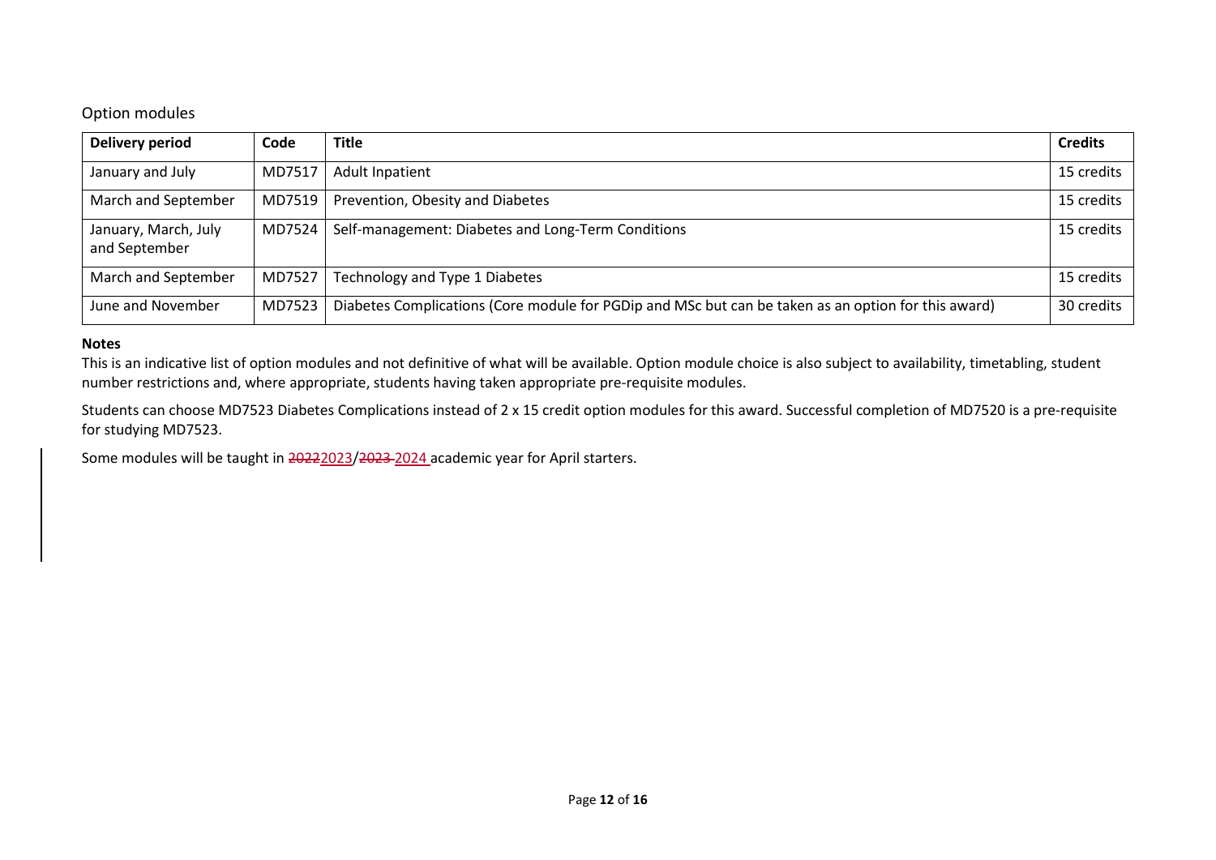## Option modules

| Delivery period | Code | Title | Credits |
|---|---|---|---|
| January and July | MD7517 | Adult Inpatient | 15 credits |
| March and September | MD7519 | Prevention, Obesity and Diabetes | 15 credits |
| January, March, July and September | MD7524 | Self-management: Diabetes and Long-Term Conditions | 15 credits |
| March and September | MD7527 | Technology and Type 1 Diabetes | 15 credits |
| June and November | MD7523 | Diabetes Complications (Core module for PGDip and MSc but can be taken as an option for this award) | 30 credits |

**Notes**

This is an indicative list of option modules and not definitive of what will be available. Option module choice is also subject to availability, timetabling, student number restrictions and, where appropriate, students having taken appropriate pre-requisite modules.

Students can choose MD7523 Diabetes Complications instead of 2 x 15 credit option modules for this award. Successful completion of MD7520 is a pre-requisite for studying MD7523.

Some modules will be taught in ~~2022~~2023/~~2023~~ 2024 academic year for April starters.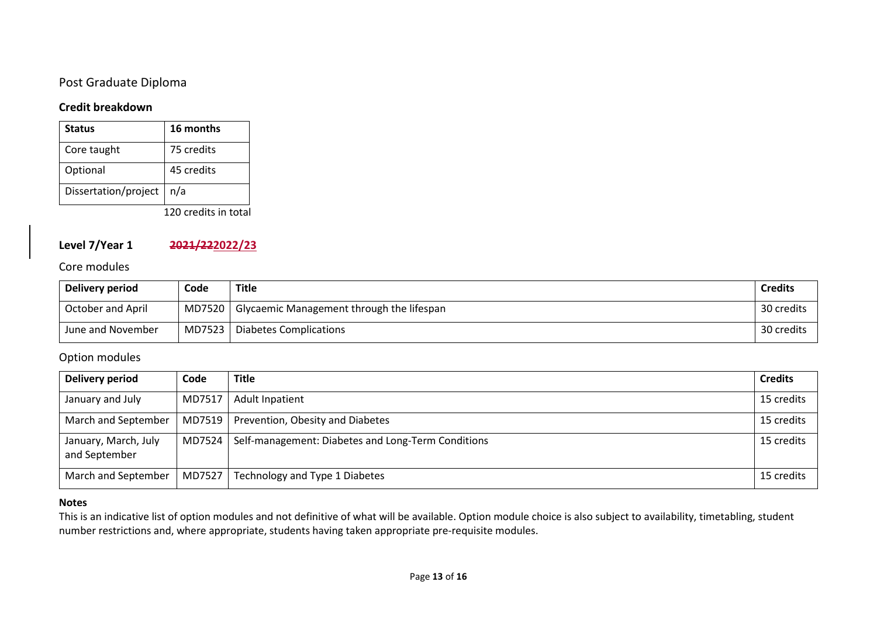## Post Graduate Diploma

### Credit breakdown

| Status | 16 months |
| --- | --- |
| Core taught | 75 credits |
| Optional | 45 credits |
| Dissertation/project | n/a |

120 credits in total

### Level 7/Year 1 ~~2021/22~~2022/23

#### Core modules

| Delivery period | Code | Title | Credits |
| --- | --- | --- | --- |
| October and April | MD7520 | Glycaemic Management through the lifespan | 30 credits |
| June and November | MD7523 | Diabetes Complications | 30 credits |

#### Option modules

| Delivery period | Code | Title | Credits |
| --- | --- | --- | --- |
| January and July | MD7517 | Adult Inpatient | 15 credits |
| March and September | MD7519 | Prevention, Obesity and Diabetes | 15 credits |
| January, March, July and September | MD7524 | Self-management: Diabetes and Long-Term Conditions | 15 credits |
| March and September | MD7527 | Technology and Type 1 Diabetes | 15 credits |

**Notes**

This is an indicative list of option modules and not definitive of what will be available. Option module choice is also subject to availability, timetabling, student number restrictions and, where appropriate, students having taken appropriate pre-requisite modules.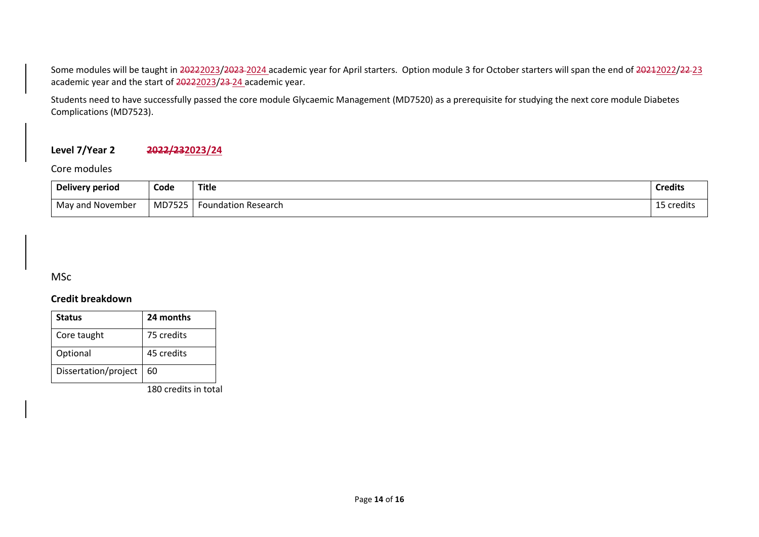Some modules will be taught in ~~2022~~2023/~~2023~~ 2024 academic year for April starters. Option module 3 for October starters will span the end of ~~2021~~2022/~~22~~ 23 academic year and the start of ~~2022~~2023/~~23~~ 24 academic year.

Students need to have successfully passed the core module Glycaemic Management (MD7520) as a prerequisite for studying the next core module Diabetes Complications (MD7523).

**Level 7/Year 2** **~~2022/23~~2023/24**

Core modules

| Delivery period | Code | Title | Credits |
| --- | --- | --- | --- |
| May and November | MD7525 | Foundation Research | 15 credits |

MSc

**Credit breakdown**

| Status | 24 months |
| --- | --- |
| Core taught | 75 credits |
| Optional | 45 credits |
| Dissertation/project | 60 |
| | 180 credits in total |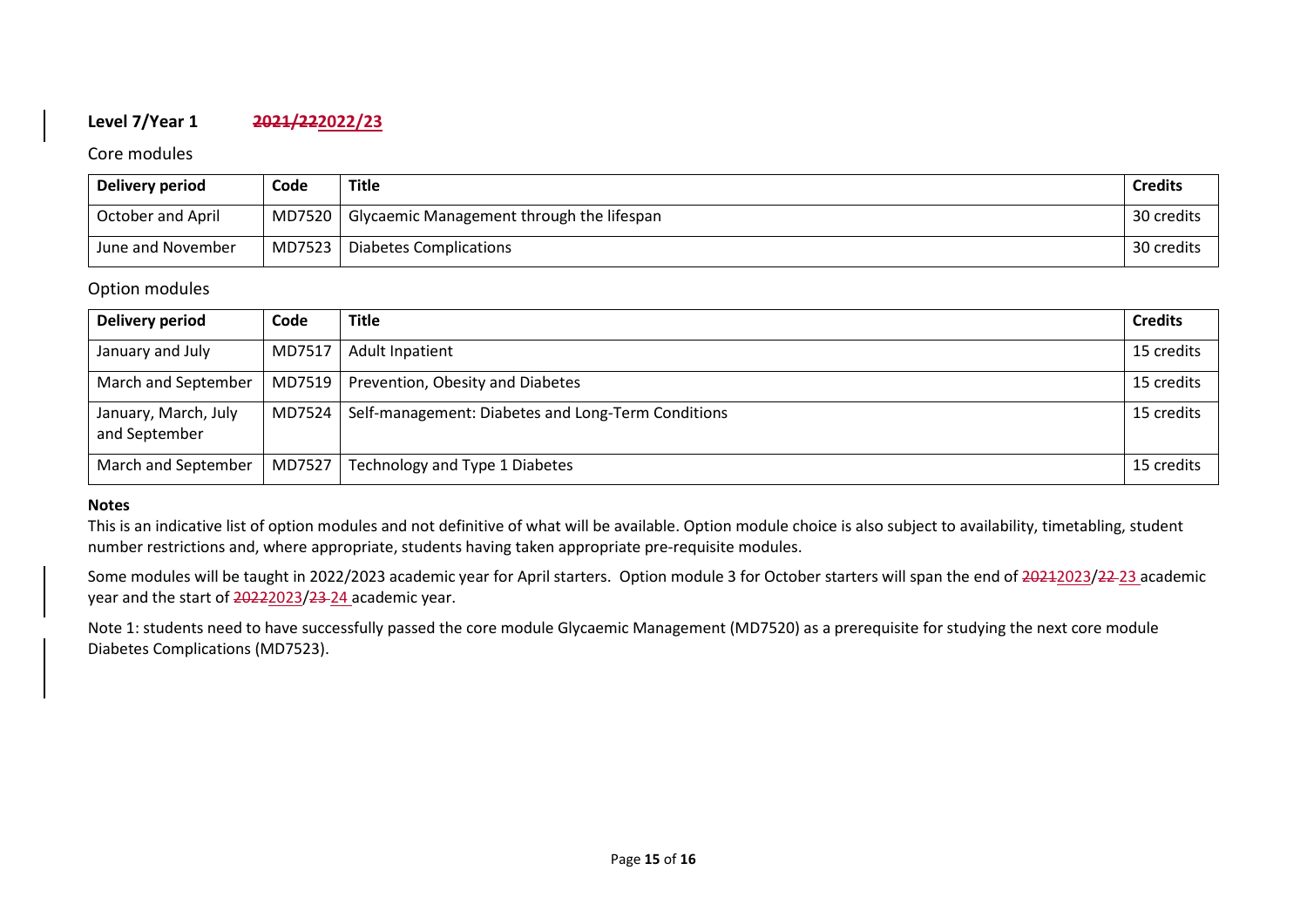## Level 7/Year 1 ~~2021/22~~2022/23

### Core modules

| Delivery period | Code | Title | Credits |
|---|---|---|---|
| October and April | MD7520 | Glycaemic Management through the lifespan | 30 credits |
| June and November | MD7523 | Diabetes Complications | 30 credits |

### Option modules

| Delivery period | Code | Title | Credits |
|---|---|---|---|
| January and July | MD7517 | Adult Inpatient | 15 credits |
| March and September | MD7519 | Prevention, Obesity and Diabetes | 15 credits |
| January, March, July and September | MD7524 | Self-management: Diabetes and Long-Term Conditions | 15 credits |
| March and September | MD7527 | Technology and Type 1 Diabetes | 15 credits |

**Notes**

This is an indicative list of option modules and not definitive of what will be available. Option module choice is also subject to availability, timetabling, student number restrictions and, where appropriate, students having taken appropriate pre-requisite modules.

Some modules will be taught in 2022/2023 academic year for April starters. Option module 3 for October starters will span the end of ~~2021~~2023/~~22~~ 23 academic year and the start of ~~2022~~2023/~~23~~ 24 academic year.

Note 1: students need to have successfully passed the core module Glycaemic Management (MD7520) as a prerequisite for studying the next core module Diabetes Complications (MD7523).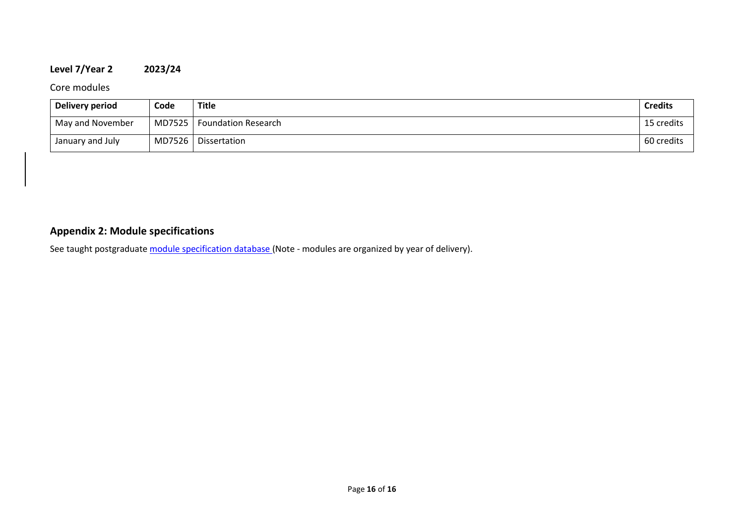**Level 7/Year 2 2023/24**

Core modules

| Delivery period | Code | Title | Credits |
|---|---|---|---|
| May and November | MD7525 | Foundation Research | 15 credits |
| January and July | MD7526 | Dissertation | 60 credits |

## Appendix 2: Module specifications

See taught postgraduate [module specification database](#) (Note - modules are organized by year of delivery).